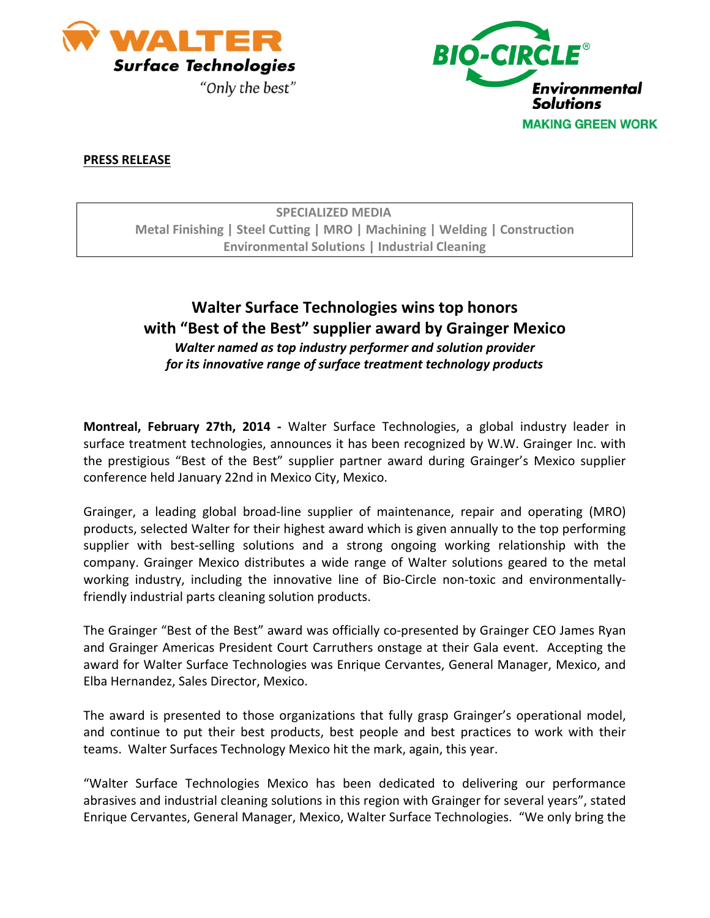WALTER Surface Technologies "Only the best"

BIO-CIRCLE® Environmental Solutions MAKING GREEN WORK

**PRESS RELEASE**

SPECIALIZED MEDIA
Metal Finishing | Steel Cutting | MRO | Machining | Welding | Construction
Environmental Solutions | Industrial Cleaning

# Walter Surface Technologies wins top honors with "Best of the Best" supplier award by Grainger Mexico

***Walter named as top industry performer and solution provider for its innovative range of surface treatment technology products***

**Montreal, February 27th, 2014 -** Walter Surface Technologies, a global industry leader in surface treatment technologies, announces it has been recognized by W.W. Grainger Inc. with the prestigious "Best of the Best" supplier partner award during Grainger's Mexico supplier conference held January 22nd in Mexico City, Mexico.

Grainger, a leading global broad-line supplier of maintenance, repair and operating (MRO) products, selected Walter for their highest award which is given annually to the top performing supplier with best-selling solutions and a strong ongoing working relationship with the company. Grainger Mexico distributes a wide range of Walter solutions geared to the metal working industry, including the innovative line of Bio-Circle non-toxic and environmentally-friendly industrial parts cleaning solution products.

The Grainger "Best of the Best" award was officially co-presented by Grainger CEO James Ryan and Grainger Americas President Court Carruthers onstage at their Gala event. Accepting the award for Walter Surface Technologies was Enrique Cervantes, General Manager, Mexico, and Elba Hernandez, Sales Director, Mexico.

The award is presented to those organizations that fully grasp Grainger's operational model, and continue to put their best products, best people and best practices to work with their teams. Walter Surfaces Technology Mexico hit the mark, again, this year.

"Walter Surface Technologies Mexico has been dedicated to delivering our performance abrasives and industrial cleaning solutions in this region with Grainger for several years", stated Enrique Cervantes, General Manager, Mexico, Walter Surface Technologies. "We only bring the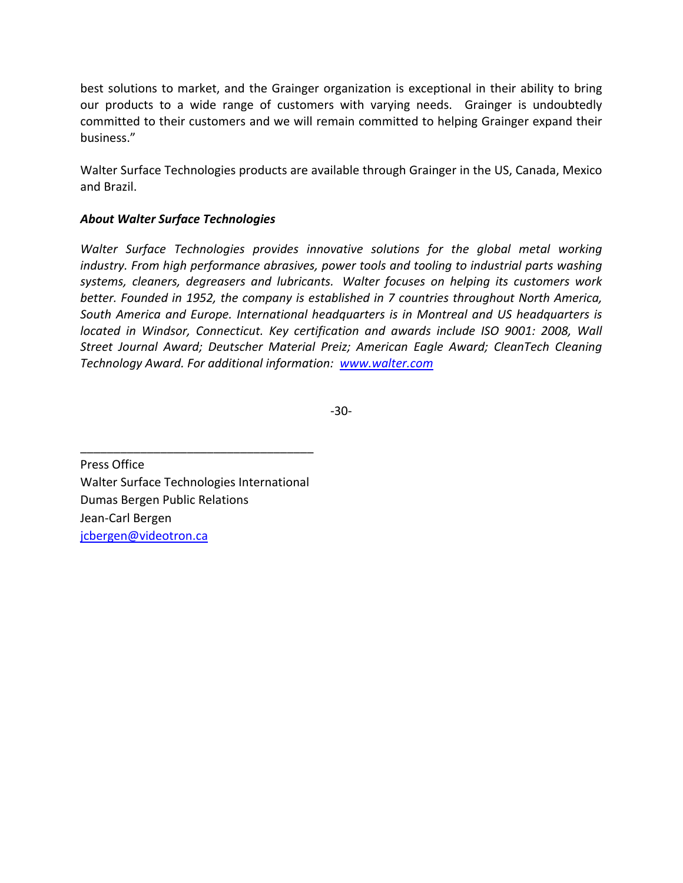best solutions to market, and the Grainger organization is exceptional in their ability to bring our products to a wide range of customers with varying needs. Grainger is undoubtedly committed to their customers and we will remain committed to helping Grainger expand their business."

Walter Surface Technologies products are available through Grainger in the US, Canada, Mexico and Brazil.

***About Walter Surface Technologies***

*Walter Surface Technologies provides innovative solutions for the global metal working industry. From high performance abrasives, power tools and tooling to industrial parts washing systems, cleaners, degreasers and lubricants. Walter focuses on helping its customers work better. Founded in 1952, the company is established in 7 countries throughout North America, South America and Europe. International headquarters is in Montreal and US headquarters is located in Windsor, Connecticut. Key certification and awards include ISO 9001: 2008, Wall Street Journal Award; Deutscher Material Preiz; American Eagle Award; CleanTech Cleaning Technology Award. For additional information: [www.walter.com](http://www.walter.com)*

-30-

___________________________________

Press Office
Walter Surface Technologies International
Dumas Bergen Public Relations
Jean-Carl Bergen
[jcbergen@videotron.ca](mailto:jcbergen@videotron.ca)